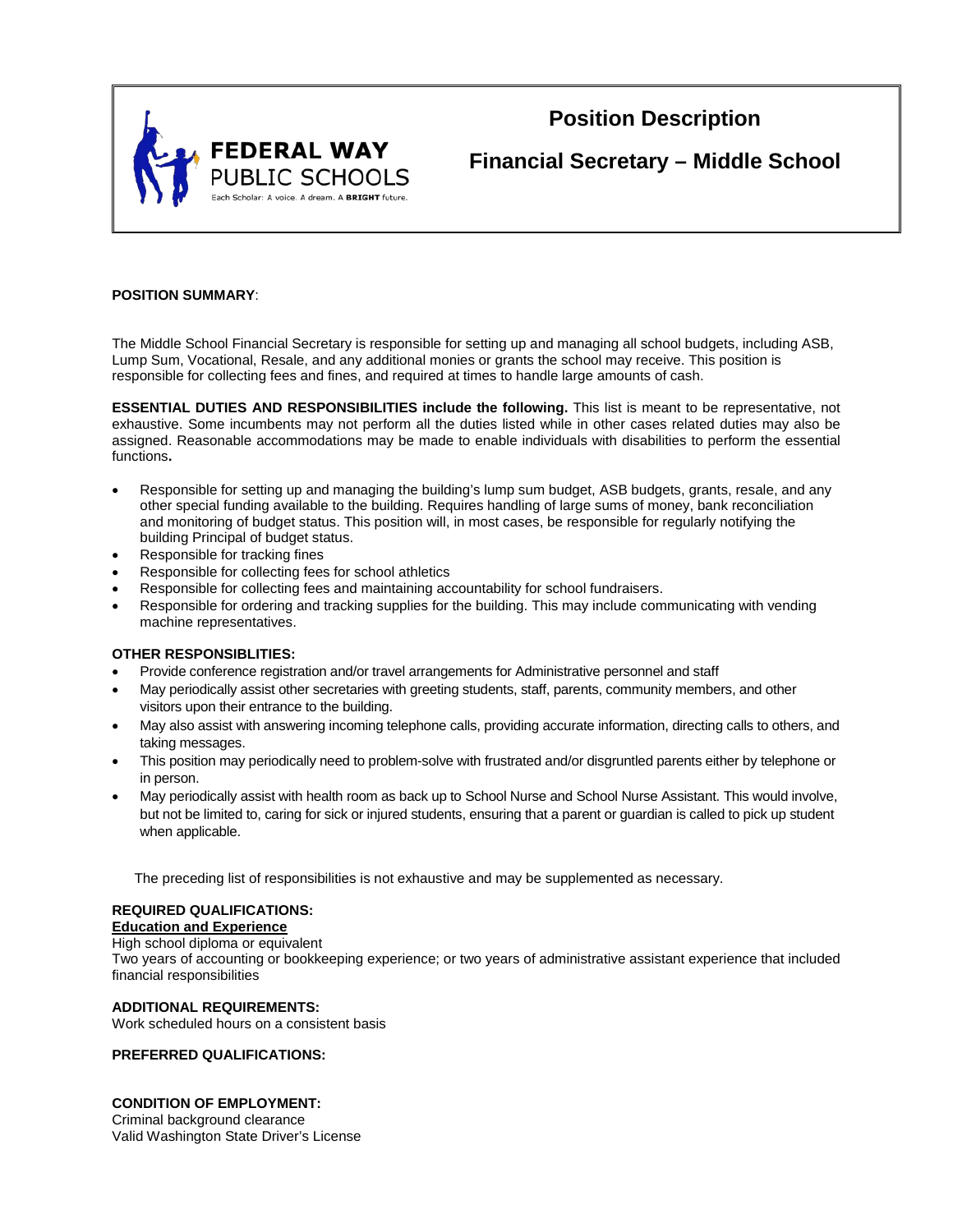FEDERAL WAY PUBLIC SCHOOLS

Each Scholar: A voice. A dream. A **BRIGHT** future.

# Position Description

# Financial Secretary – Middle School

**POSITION SUMMARY**:

The Middle School Financial Secretary is responsible for setting up and managing all school budgets, including ASB, Lump Sum, Vocational, Resale, and any additional monies or grants the school may receive. This position is responsible for collecting fees and fines, and required at times to handle large amounts of cash.

**ESSENTIAL DUTIES AND RESPONSIBILITIES include the following.** This list is meant to be representative, not exhaustive. Some incumbents may not perform all the duties listed while in other cases related duties may also be assigned. Reasonable accommodations may be made to enable individuals with disabilities to perform the essential functions**.**

- Responsible for setting up and managing the building's lump sum budget, ASB budgets, grants, resale, and any other special funding available to the building. Requires handling of large sums of money, bank reconciliation and monitoring of budget status. This position will, in most cases, be responsible for regularly notifying the building Principal of budget status.
- Responsible for tracking fines
- Responsible for collecting fees for school athletics
- Responsible for collecting fees and maintaining accountability for school fundraisers.
- Responsible for ordering and tracking supplies for the building. This may include communicating with vending machine representatives.

**OTHER RESPONSIBLITIES:**

- Provide conference registration and/or travel arrangements for Administrative personnel and staff
- May periodically assist other secretaries with greeting students, staff, parents, community members, and other visitors upon their entrance to the building.
- May also assist with answering incoming telephone calls, providing accurate information, directing calls to others, and taking messages.
- This position may periodically need to problem-solve with frustrated and/or disgruntled parents either by telephone or in person.
- May periodically assist with health room as back up to School Nurse and School Nurse Assistant. This would involve, but not be limited to, caring for sick or injured students, ensuring that a parent or guardian is called to pick up student when applicable.

The preceding list of responsibilities is not exhaustive and may be supplemented as necessary.

**REQUIRED QUALIFICATIONS:**

**Education and Experience**

High school diploma or equivalent

Two years of accounting or bookkeeping experience; or two years of administrative assistant experience that included financial responsibilities

**ADDITIONAL REQUIREMENTS:**

Work scheduled hours on a consistent basis

**PREFERRED QUALIFICATIONS:**

**CONDITION OF EMPLOYMENT:**

Criminal background clearance

Valid Washington State Driver's License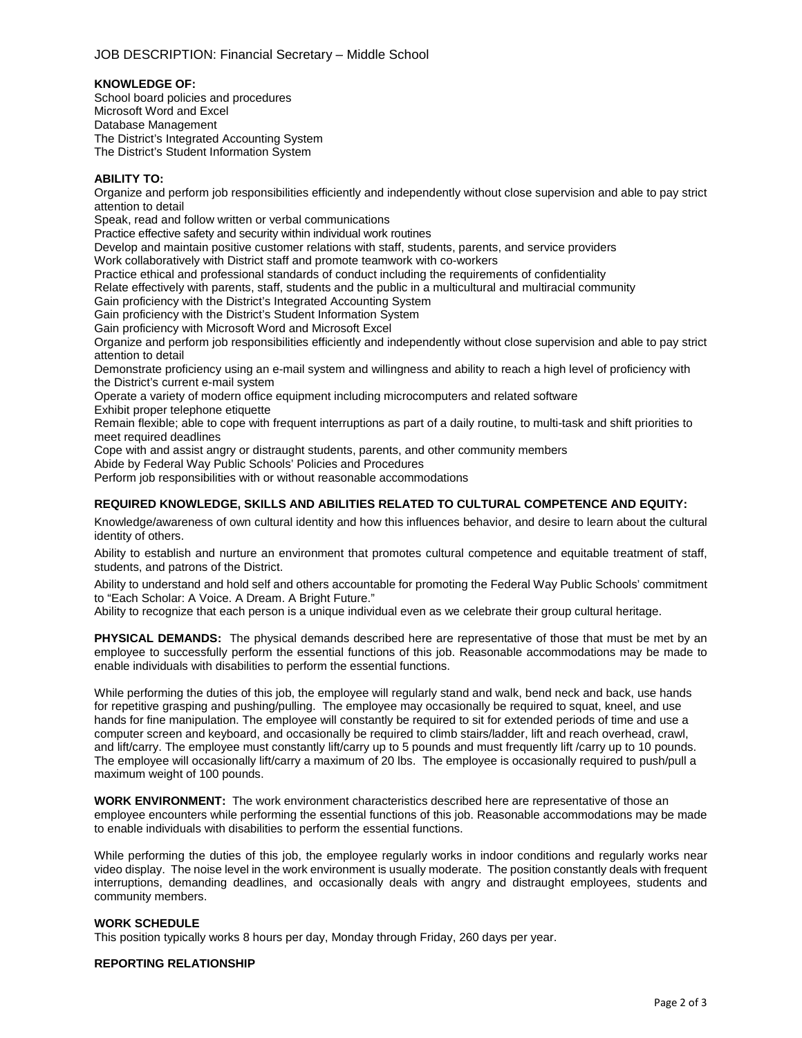JOB DESCRIPTION: Financial Secretary – Middle School

**KNOWLEDGE OF:**

School board policies and procedures
Microsoft Word and Excel
Database Management
The District's Integrated Accounting System
The District's Student Information System

**ABILITY TO:**

Organize and perform job responsibilities efficiently and independently without close supervision and able to pay strict attention to detail
Speak, read and follow written or verbal communications
Practice effective safety and security within individual work routines
Develop and maintain positive customer relations with staff, students, parents, and service providers
Work collaboratively with District staff and promote teamwork with co-workers
Practice ethical and professional standards of conduct including the requirements of confidentiality
Relate effectively with parents, staff, students and the public in a multicultural and multiracial community
Gain proficiency with the District's Integrated Accounting System
Gain proficiency with the District's Student Information System
Gain proficiency with Microsoft Word and Microsoft Excel
Organize and perform job responsibilities efficiently and independently without close supervision and able to pay strict attention to detail
Demonstrate proficiency using an e-mail system and willingness and ability to reach a high level of proficiency with the District's current e-mail system
Operate a variety of modern office equipment including microcomputers and related software
Exhibit proper telephone etiquette
Remain flexible; able to cope with frequent interruptions as part of a daily routine, to multi-task and shift priorities to meet required deadlines
Cope with and assist angry or distraught students, parents, and other community members
Abide by Federal Way Public Schools' Policies and Procedures
Perform job responsibilities with or without reasonable accommodations

**REQUIRED KNOWLEDGE, SKILLS AND ABILITIES RELATED TO CULTURAL COMPETENCE AND EQUITY:**

Knowledge/awareness of own cultural identity and how this influences behavior, and desire to learn about the cultural identity of others.

Ability to establish and nurture an environment that promotes cultural competence and equitable treatment of staff, students, and patrons of the District.

Ability to understand and hold self and others accountable for promoting the Federal Way Public Schools' commitment to "Each Scholar: A Voice. A Dream. A Bright Future."
Ability to recognize that each person is a unique individual even as we celebrate their group cultural heritage.

**PHYSICAL DEMANDS:** The physical demands described here are representative of those that must be met by an employee to successfully perform the essential functions of this job. Reasonable accommodations may be made to enable individuals with disabilities to perform the essential functions.

While performing the duties of this job, the employee will regularly stand and walk, bend neck and back, use hands for repetitive grasping and pushing/pulling. The employee may occasionally be required to squat, kneel, and use hands for fine manipulation. The employee will constantly be required to sit for extended periods of time and use a computer screen and keyboard, and occasionally be required to climb stairs/ladder, lift and reach overhead, crawl, and lift/carry. The employee must constantly lift/carry up to 5 pounds and must frequently lift /carry up to 10 pounds. The employee will occasionally lift/carry a maximum of 20 lbs. The employee is occasionally required to push/pull a maximum weight of 100 pounds.

**WORK ENVIRONMENT:** The work environment characteristics described here are representative of those an employee encounters while performing the essential functions of this job. Reasonable accommodations may be made to enable individuals with disabilities to perform the essential functions.

While performing the duties of this job, the employee regularly works in indoor conditions and regularly works near video display. The noise level in the work environment is usually moderate. The position constantly deals with frequent interruptions, demanding deadlines, and occasionally deals with angry and distraught employees, students and community members.

**WORK SCHEDULE**

This position typically works 8 hours per day, Monday through Friday, 260 days per year.

**REPORTING RELATIONSHIP**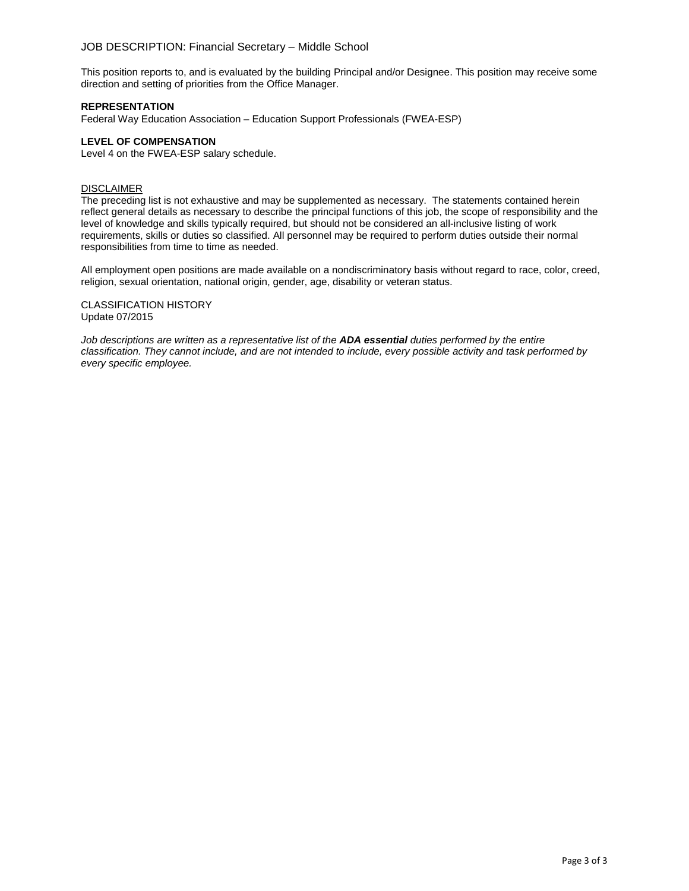JOB DESCRIPTION: Financial Secretary – Middle School

This position reports to, and is evaluated by the building Principal and/or Designee. This position may receive some direction and setting of priorities from the Office Manager.

**REPRESENTATION**

Federal Way Education Association – Education Support Professionals (FWEA-ESP)

**LEVEL OF COMPENSATION**

Level 4 on the FWEA-ESP salary schedule.

<u>DISCLAIMER</u>

The preceding list is not exhaustive and may be supplemented as necessary. The statements contained herein reflect general details as necessary to describe the principal functions of this job, the scope of responsibility and the level of knowledge and skills typically required, but should not be considered an all-inclusive listing of work requirements, skills or duties so classified. All personnel may be required to perform duties outside their normal responsibilities from time to time as needed.

All employment open positions are made available on a nondiscriminatory basis without regard to race, color, creed, religion, sexual orientation, national origin, gender, age, disability or veteran status.

CLASSIFICATION HISTORY

Update 07/2015

*Job descriptions are written as a representative list of the **ADA essential** duties performed by the entire classification. They cannot include, and are not intended to include, every possible activity and task performed by every specific employee.*